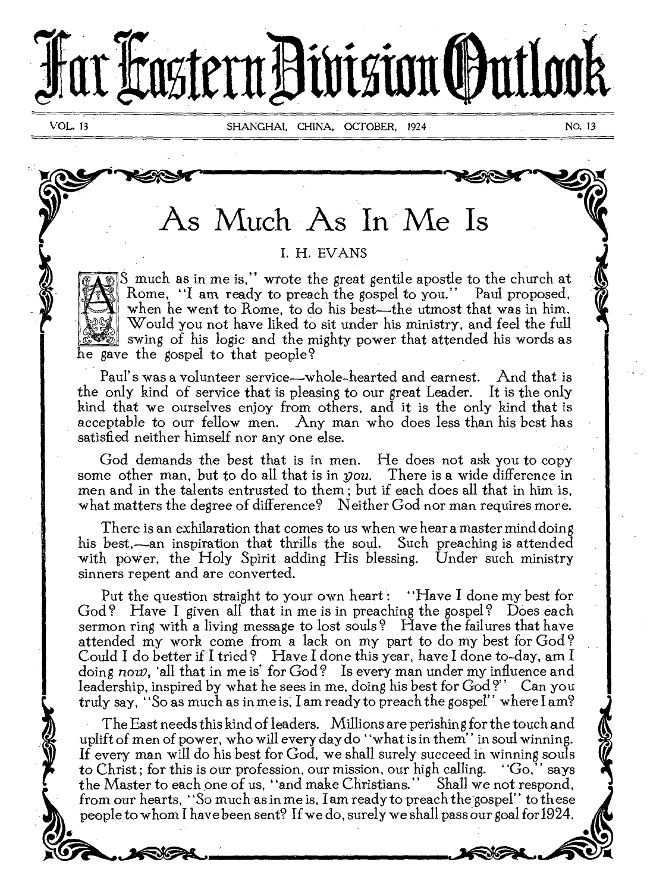# Far Eastern Division Outlook

VOL. 13 SHANGHAI, CHINA, OCTOBER, 1924 NO. 13

## As Much As In Me Is

I. H. EVANS

"AS much as in me is," wrote the great gentile apostle to the church at Rome, "I am ready to preach the gospel to you." Paul proposed, when he went to Rome, to do his best—the utmost that was in him. Would you not have liked to sit under his ministry, and feel the full swing of his logic and the mighty power that attended his words as he gave the gospel to that people?

Paul's was a volunteer service—whole-hearted and earnest. And that is the only kind of service that is pleasing to our great Leader. It is the only kind that we ourselves enjoy from others, and it is the only kind that is acceptable to our fellow men. Any man who does less than his best has satisfied neither himself nor any one else.

God demands the best that is in men. He does not ask you to copy some other man, but to do all that is in *you*. There is a wide difference in men and in the talents entrusted to them; but if each does all that in him is, what matters the degree of difference? Neither God nor man requires more.

There is an exhilaration that comes to us when we hear a master mind doing his best,—an inspiration that thrills the soul. Such preaching is attended with power, the Holy Spirit adding His blessing. Under such ministry sinners repent and are converted.

Put the question straight to your own heart: "Have I done my best for God? Have I given all that in me is in preaching the gospel? Does each sermon ring with a living message to lost souls? Have the failures that have attended my work come from a lack on my part to do my best for God? Could I do better if I tried? Have I done this year, have I done to-day, am I doing *now*, 'all that in me is' for God? Is every man under my influence and leadership, inspired by what he sees in me, doing his best for God?" Can you truly say, "So as much as in me is, I am ready to preach the gospel" where I am?

The East needs this kind of leaders. Millions are perishing for the touch and uplift of men of power, who will every day do "what is in them" in soul winning. If every man will do his best for God, we shall surely succeed in winning souls to Christ; for this is our profession, our mission, our high calling. "Go," says the Master to each one of us, "and make Christians." Shall we not respond, from our hearts, "So much as in me is, I am ready to preach the gospel" to these people to whom I have been sent? If we do, surely we shall pass our goal for 1924.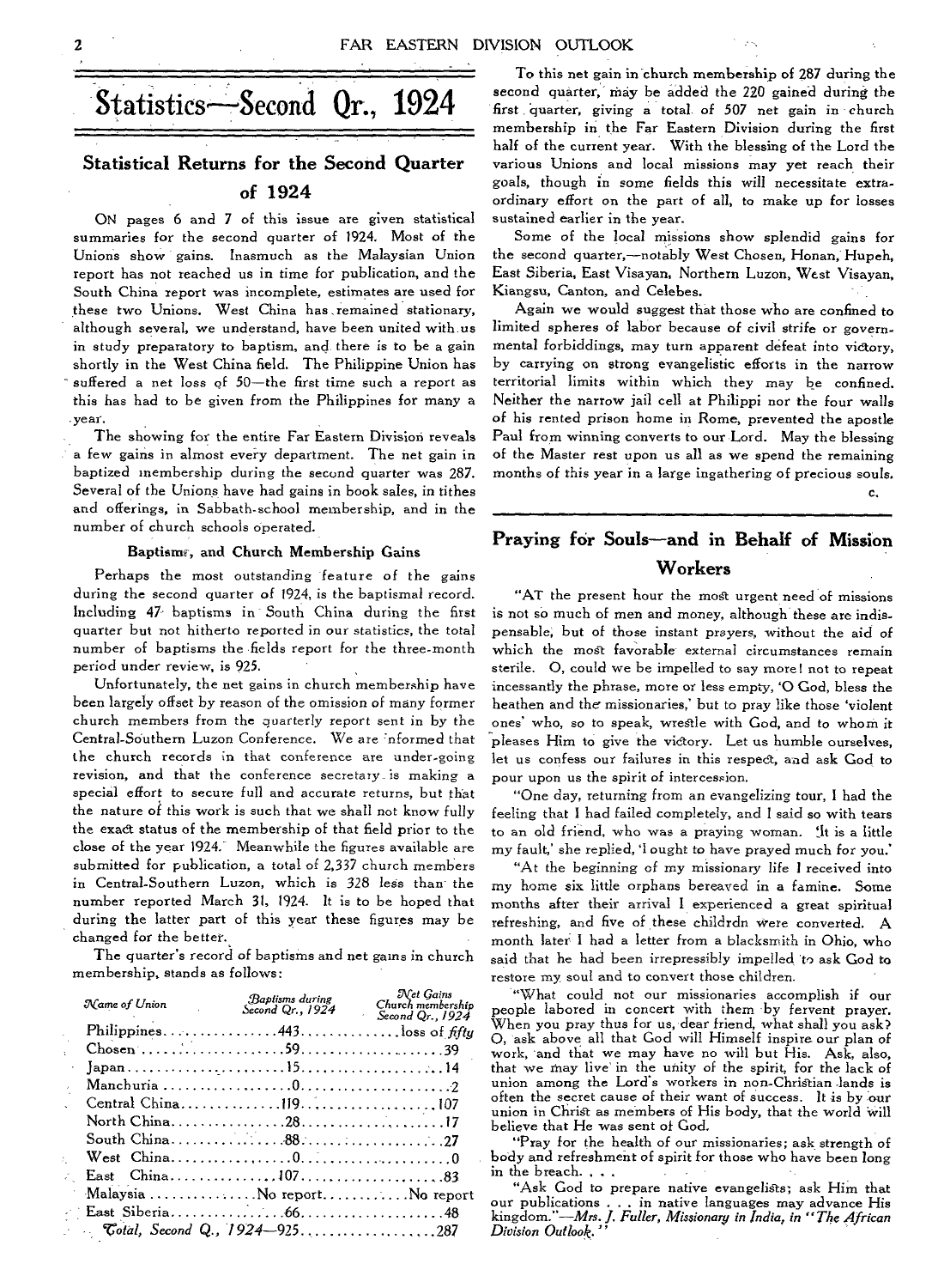# Statistics—Second Qr., 1924

## Statistical Returns for the Second Quarter of 1924

ON pages 6 and 7 of this issue are given statistical summaries for the second quarter of 1924. Most of the Unions show gains. Inasmuch as the Malaysian Union report has not reached us in time for publication, and the South China report was incomplete, estimates are used for these two Unions. West China has remained stationary, although several, we understand, have been united with us in study preparatory to baptism, and there is to be a gain shortly in the West China field. The Philippine Union has suffered a net loss of 50—the first time such a report as this has had to be given from the Philippines for many a year.

The showing for the entire Far Eastern Division reveals a few gains in almost every department. The net gain in baptized membership during the second quarter was 287. Several of the Unions have had gains in book sales, in tithes and offerings, in Sabbath-school membership, and in the number of church schools operated.

### Baptisms, and Church Membership Gains

Perhaps the most outstanding feature of the gains during the second quarter of 1924, is the baptismal record. Including 47 baptisms in South China during the first quarter but not hitherto reported in our statistics, the total number of baptisms the fields report for the three-month period under review, is 925.

Unfortunately, the net gains in church membership have been largely offset by reason of the omission of many former church members from the quarterly report sent in by the Central-Southern Luzon Conference. We are informed that the church records in that conference are under-going revision, and that the conference secretary is making a special effort to secure full and accurate returns, but that the nature of this work is such that we shall not know fully the exact status of the membership of that field prior to the close of the year 1924. Meanwhile the figures available are submitted for publication, a total of 2,337 church members in Central-Southern Luzon, which is 328 less than the number reported March 31, 1924. It is to be hoped that during the latter part of this year these figures may be changed for the better.

The quarter's record of baptisms and net gains in church membership, stands as follows:

| *Name of Union* | *Baptisms during Second Qr., 1924* | *Net Gains Church membership Second Qr., 1924* |
|---|---|---|
| Philippines | 443 | loss of *fifty* |
| Chosen | 59 | 39 |
| Japan | 15 | 14 |
| Manchuria | 0 | 2 |
| Central China | 119 | 107 |
| North China | 28 | 17 |
| South China | 88 | 27 |
| West China | 0 | 0 |
| East China | 107 | 83 |
| Malaysia | No report | No report |
| East Siberia | 66 | 48 |
| *Total, Second Q., 1924*—925 | | 287 |

To this net gain in church membership of 287 during the second quarter, may be added the 220 gained during the first quarter, giving a total of 507 net gain in church membership in the Far Eastern Division during the first half of the current year. With the blessing of the Lord the various Unions and local missions may yet reach their goals, though in some fields this will necessitate extraordinary effort on the part of all, to make up for losses sustained earlier in the year.

Some of the local missions show splendid gains for the second quarter,—notably West Chosen, Honan, Hupeh, East Siberia, East Visayan, Northern Luzon, West Visayan, Kiangsu, Canton, and Celebes.

Again we would suggest that those who are confined to limited spheres of labor because of civil strife or governmental forbiddings, may turn apparent defeat into victory, by carrying on strong evangelistic efforts in the narrow territorial limits within which they may be confined. Neither the narrow jail cell at Philippi nor the four walls of his rented prison home in Rome, prevented the apostle Paul from winning converts to our Lord. May the blessing of the Master rest upon us all as we spend the remaining months of this year in a large ingathering of precious souls.

C.

## Praying for Souls—and in Behalf of Mission Workers

"AT the present hour the most urgent need of missions is not so much of men and money, although these are indispensable, but of those instant prayers, without the aid of which the most favorable external circumstances remain sterile. O, could we be impelled to say more! not to repeat incessantly the phrase, more or less empty, 'O God, bless the heathen and the missionaries,' but to pray like those 'violent ones' who, so to speak, wrestle with God, and to whom it pleases Him to give the victory. Let us humble ourselves, let us confess our failures in this respect, and ask God to pour upon us the spirit of intercession.

"One day, returning from an evangelizing tour, I had the feeling that I had failed completely, and I said so with tears to an old friend, who was a praying woman. 'It is a little my fault,' she replied, 'I ought to have prayed much for you.'

"At the beginning of my missionary life I received into my home six little orphans bereaved in a famine. Some months after their arrival I experienced a great spiritual refreshing, and five of these childrdn were converted. A month later I had a letter from a blacksmith in Ohio, who said that he had been irrepressibly impelled to ask God to restore my soul and to convert those children.

"What could not our missionaries accomplish if our people labored in concert with them by fervent prayer. When you pray thus for us, dear friend, what shall you ask? O, ask above all that God will Himself inspire our plan of work, and that we may have no will but His. Ask, also, that we may live in the unity of the spirit, for the lack of union among the Lord's workers in non-Christian lands is often the secret cause of their want of success. It is by our union in Christ as members of His body, that the world will believe that He was sent of God.

"Pray for the health of our missionaries; ask strength of body and refreshment of spirit for those who have been long in the breach. . . .

"Ask God to prepare native evangelists; ask Him that our publications . . . in native languages may advance His kingdom."—*Mrs. J. Fuller, Missionary in India, in "The African Division Outlook."*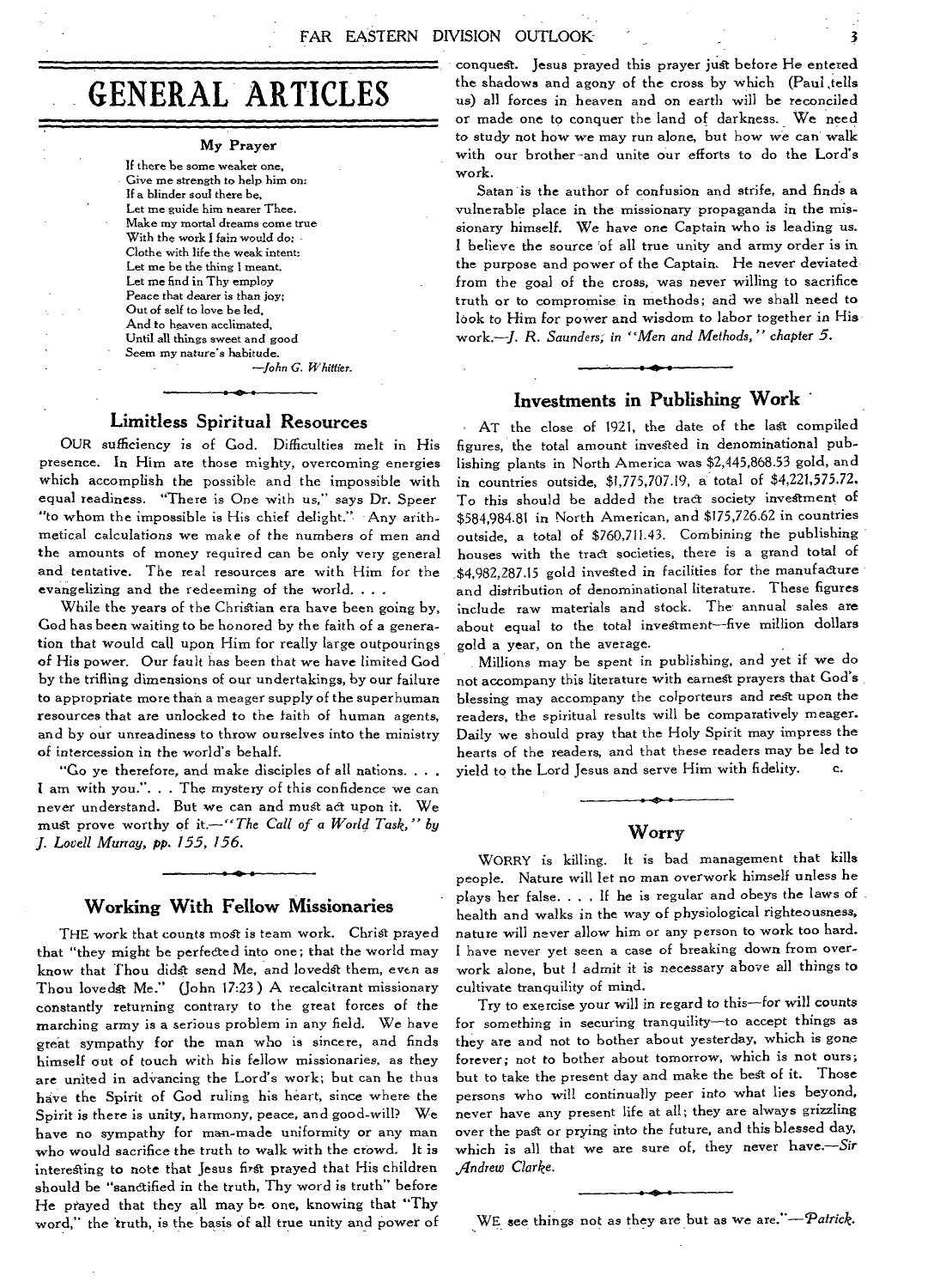# GENERAL ARTICLES

### My Prayer

If there be some weaker one,
Give me strength to help him on:
If a blinder soul there be,
Let me guide him nearer Thee.
Make my mortal dreams come true
With the work I fain would do;
Clothe with life the weak intent:
Let me be the thing I meant.
Let me find in Thy employ
Peace that dearer is than joy;
Out of self to love be led,
And to heaven acclimated,
Until all things sweet and good
Seem my nature's habitude.

—*John G. Whittier.*

## Limitless Spiritual Resources

OUR sufficiency is of God. Difficulties melt in His presence. In Him are those mighty, overcoming energies which accomplish the possible and the impossible with equal readiness. "There is One with us," says Dr. Speer "to whom the impossible is His chief delight." Any arithmetical calculations we make of the numbers of men and the amounts of money required can be only very general and tentative. The real resources are with Him for the evangelizing and the redeeming of the world. . . .

While the years of the Christian era have been going by, God has been waiting to be honored by the faith of a generation that would call upon Him for really large outpourings of His power. Our fault has been that we have limited God by the trifling dimensions of our undertakings, by our failure to appropriate more than a meager supply of the superhuman resources that are unlocked to the faith of human agents, and by our unreadiness to throw ourselves into the ministry of intercession in the world's behalf.

"Go ye therefore, and make disciples of all nations. . . . I am with you.". . . The mystery of this confidence we can never understand. But we can and must act upon it. We must prove worthy of it.—*"The Call of a World Task," by J. Lovell Murray, pp. 155, 156.*

## Working With Fellow Missionaries

THE work that counts most is team work. Christ prayed that "they might be perfected into one; that the world may know that Thou didst send Me, and lovedst them, even as Thou lovedst Me." (John 17:23) A recalcitrant missionary constantly returning contrary to the great forces of the marching army is a serious problem in any field. We have great sympathy for the man who is sincere, and finds himself out of touch with his fellow missionaries, as they are united in advancing the Lord's work; but can he thus have the Spirit of God ruling his heart, since where the Spirit is there is unity, harmony, peace, and good-will? We have no sympathy for man-made uniformity or any man who would sacrifice the truth to walk with the crowd. It is interesting to note that Jesus first prayed that His children should be "sanctified in the truth, Thy word is truth" before He prayed that they all may be one, knowing that "Thy word," the truth, is the basis of all true unity and power of conquest. Jesus prayed this prayer just before He entered the shadows and agony of the cross by which (Paul tells us) all forces in heaven and on earth will be reconciled or made one to conquer the land of darkness. We need to study not how we may run alone, but how we can walk with our brother and unite our efforts to do the Lord's work.

Satan is the author of confusion and strife, and finds a vulnerable place in the missionary propaganda in the missionary himself. We have one Captain who is leading us. I believe the source of all true unity and army order is in the purpose and power of the Captain. He never deviated from the goal of the cross, was never willing to sacrifice truth or to compromise in methods; and we shall need to look to Him for power and wisdom to labor together in His work.—*J. R. Saunders, in "Men and Methods," chapter 5.*

## Investments in Publishing Work

AT the close of 1921, the date of the last compiled figures, the total amount invested in denominational publishing plants in North America was $2,445,868.53 gold, and in countries outside, $1,775,707.19, a total of $4,221,575.72. To this should be added the tract society investment of $584,984.81 in North American, and $175,726.62 in countries outside, a total of $760,711.43. Combining the publishing houses with the tract societies, there is a grand total of $4,982,287.15 gold invested in facilities for the manufacture and distribution of denominational literature. These figures include raw materials and stock. The annual sales are about equal to the total investment—five million dollars gold a year, on the average.

Millions may be spent in publishing, and yet if we do not accompany this literature with earnest prayers that God's blessing may accompany the colporteurs and rest upon the readers, the spiritual results will be comparatively meager. Daily we should pray that the Holy Spirit may impress the hearts of the readers, and that these readers may be led to yield to the Lord Jesus and serve Him with fidelity. c.

## Worry

WORRY is killing. It is bad management that kills people. Nature will let no man overwork himself unless he plays her false. . . . If he is regular and obeys the laws of health and walks in the way of physiological righteousness, nature will never allow him or any person to work too hard. I have never yet seen a case of breaking down from overwork alone, but I admit it is necessary above all things to cultivate tranquility of mind.

Try to exercise your will in regard to this—for will counts for something in securing tranquility—to accept things as they are and not to bother about yesterday, which is gone forever; not to bother about tomorrow, which is not ours; but to take the present day and make the best of it. Those persons who will continually peer into what lies beyond, never have any present life at all; they are always grizzling over the past or prying into the future, and this blessed day, which is all that we are sure of, they never have.—*Sir Andrew Clarke.*

WE see things not as they are but as we are."—*Patrick.*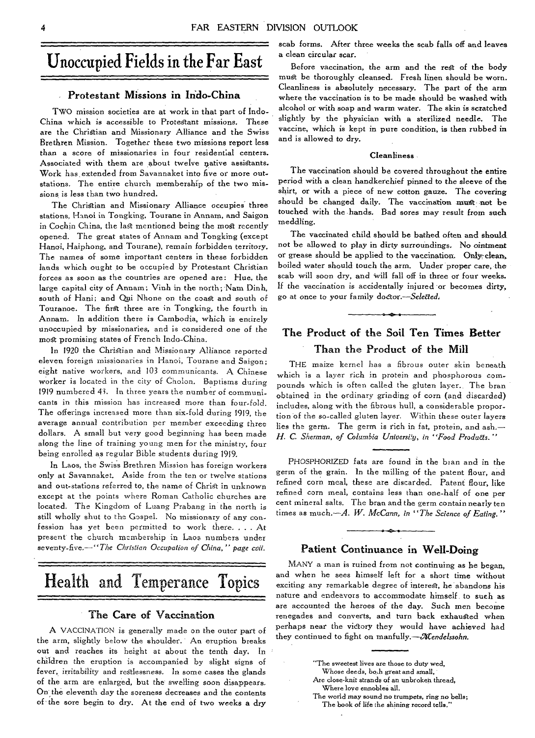# Unoccupied Fields in the Far East

## Protestant Missions in Indo-China

TWO mission societies are at work in that part of Indo-China which is accessible to Protestant missions. These are the Christian and Missionary Alliance and the Swiss Brethren Mission. Together these two missions report less than a score of missionaries in four residential centers. Associated with them are about twelve native assistants. Work has extended from Savannaket into five or more outstations. The entire church membership of the two missions is less than two hundred.

The Christian and Missionary Alliance occupies three stations, Hanoi in Tongking, Tourane in Annam, and Saigon in Cochin China, the last mentioned being the most recently opened. The great states of Annam and Tongking (except Hanoi, Haiphong, and Tourane), remain forbidden territory. The names of some important centers in these forbidden lands which ought to be occupied by Protestant Christian forces as soon as the countries are opened are: Hue, the large capital city of Annam; Vinh in the north; Nam Dinh, south of Hani; and Qui Nhone on the coast and south of Touranoe. The first three are in Tongking, the fourth in Annam. In addition there is Cambodia, which is entirely unoccupied by missionaries, and is considered one of the most promising states of French Indo-China.

In 1920 the Christian and Missionary Alliance reported eleven foreign missionaries in Hanoi, Tourane and Saigon; eight native workers, and 103 communicants. A Chinese worker is located in the city of Cholon. Baptisms during 1919 numbered 43. In three years the number of communicants in this mission has increased more than four-fold. The offerings increased more than six-fold during 1919, the average annual contribution per member exceeding three dollars. A small but very good beginning has been made along the line of training young men for the ministry, four being enrolled as regular Bible students during 1919.

In Laos, the Swiss Brethren Mission has foreign workers only at Savannaket. Aside from the ten or twelve stations and out-stations referred to, the name of Christ in unknown except at the points where Roman Catholic churches are located. The Kingdom of Luang Prabang in the north is still wholly shut to the Gospel. No missionary of any confession has yet been permitted to work there. . . . At present the church membership in Laos numbers under seventy-five.—*"The Christian Occupation of China," page cvii.*

# Health and Temperance Topics

## The Care of Vaccination

A VACCINATION is generally made on the outer part of the arm, slightly below the shoulder. An eruption breaks out and reaches its height at about the tenth day. In children the eruption is accompanied by slight signs of fever, irritability and restlessness. In some cases the glands of the arm are enlarged, but the swelling soon disappears. On the eleventh day the soreness decreases and the contents of the sore begin to dry. At the end of two weeks a dry scab forms. After three weeks the scab falls off and leaves a clean circular scar.

Before vaccination, the arm and the rest of the body must be thoroughly cleansed. Fresh linen should be worn. Cleanliness is absolutely necessary. The part of the arm where the vaccination is to be made should be washed with alcohol or with soap and warm water. The skin is scratched slightly by the physician with a sterilized needle. The vaccine, which is kept in pure condition, is then rubbed in and is allowed to dry.

### Cleanliness

The vaccination should be covered throughout the entire period with a clean handkerchief pinned to the sleeve of the shirt, or with a piece of new cotton gauze. The covering should be changed daily. The vaccination must not be touched with the hands. Bad sores may result from such meddling.

The vaccinated child should be bathed often and should not be allowed to play in dirty surroundings. No ointment or grease should be applied to the vaccination. Only clean, boiled water should touch the arm. Under proper care, the scab will soon dry, and will fall off in three or four weeks. If the vaccination is accidentally injured or becomes dirty, go at once to your family doctor.—*Selected.*

## The Product of the Soil Ten Times Better Than the Product of the Mill

THE maize kernel has a fibrous outer skin beneath which is a layer rich in protein and phosphorous compounds which is often called the gluten layer. The bran obtained in the ordinary grinding of corn (and discarded) includes, along with the fibrous hull, a considerable proportion of the so-called gluten layer. Within these outer layers lies the germ. The germ is rich in fat, protein, and ash.—*H. C. Sherman, of Columbia University, in "Food Products."*

PHOSPHORIZED fats are found in the bran and in the germ of the grain. In the milling of the patent flour, and refined corn meal, these are discarded. Patent flour, like refined corn meal, contains less than one-half of one per cent mineral salts. The bran and the germ contain nearly ten times as much.—*A. W. McCann, in "The Science of Eating."*

## Patient Continuance in Well-Doing

MANY a man is ruined from not continuing as he began, and when he sees himself left for a short time without exciting any remarkable degree of interest, he abandons his nature and endeavors to accommodate himself to such as are accounted the heroes of the day. Such men become renegades and converts, and turn back exhausted when perhaps near the victory they would have achieved had they continued to fight on manfully.—*Mendelssohn.*

"The sweetest lives are those to duty wed,  
Whose deeds, both great and small,  
Are close-knit strands of an unbroken thread,  
Where love ennobles all.  
The world may sound no trumpets, ring no bells;  
The book of life the shining record tells."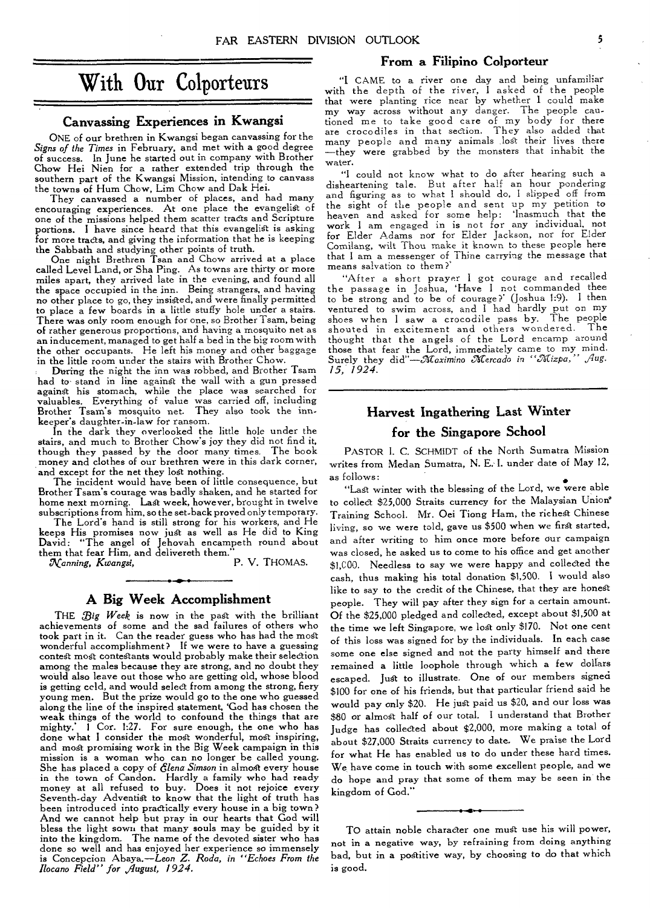# With Our Colporteurs

## Canvassing Experiences in Kwangsi

ONE of our brethren in Kwangsi began canvassing for the *Signs of the Times* in February, and met with a good degree of success. In June he started out in company with Brother Chow Hei Nien for a rather extended trip through the southern part of the Kwangsi Mission, intending to canvass the towns of Hum Chow, Lim Chow and Dak Hei.

They canvassed a number of places, and had many encouraging experiences. At one place the evangelist of one of the missions helped them scatter tracts and Scripture portions. I have since heard that this evangelist is asking for more tracts, and giving the information that he is keeping the Sabbath and studying other points of truth.

One night Brethren Tsan and Chow arrived at a place called Level Land, or Sha Ping. As towns are thirty or more miles apart, they arrived late in the evening, and found all the space occupied in the inn. Being strangers, and having no other place to go, they insisted, and were finally permitted to place a few boards in a little stuffy hole under a stairs. There was only room enough for one, so Brother Tsam, being of rather generous proportions, and having a mosquito net as an inducement, managed to get half a bed in the big room with the other occupants. He left his money and other baggage in the little room under the stairs with Brother Chow.

During the night the inn was robbed, and Brother Tsam had to stand in line against the wall with a gun pressed against his stomach, while the place was searched for valuables. Everything of value was carried off, including Brother Tsam's mosquito net. They also took the innkeeper's daughter-in-law for ransom.

In the dark they overlooked the little hole under the stairs, and much to Brother Chow's joy they did not find it, though they passed by the door many times. The book money and clothes of our brethren were in this dark corner, and except for the net they lost nothing.

The incident would have been of little consequence, but Brother Tsam's courage was badly shaken, and he started for home next morning. Last week, however, brought in twelve subscriptions from him, so the set-back proved only temporary.

The Lord's hand is still strong for his workers, and He keeps His promises now just as well as He did to King David: "The angel of Jehovah encampeth round about them that fear Him, and delivereth them."

*Nanning, Kwangsi,* P. V. THOMAS.

## A Big Week Accomplishment

THE *Big Week* is now in the past with the brilliant achievements of some and the sad failures of others who took part in it. Can the reader guess who has had the most wonderful accomplishment? If we were to have a guessing contest most contestants would probably make their selection among the males because they are strong, and no doubt they would also leave out those who are getting old, whose blood is getting cold, and would select from among the strong, fiery young men. But the prize would go to the one who guessed along the line of the inspired statement, 'God has chosen the weak things of the world to confound the things that are mighty.' 1 Cor. 1:27. For sure enough, the one who has done what I consider the most wonderful, most inspiring, and most promising work in the Big Week campaign in this mission is a woman who can no longer be called young. She has placed a copy of *Elena Simson* in almost every house in the town of Candon. Hardly a family who had ready money at all refused to buy. Does it not rejoice every Seventh-day Adventist to know that the light of truth has been introduced into practically every house in a big town? And we cannot help but pray in our hearts that God will bless the light sown that many souls may be guided by it into the kingdom. The name of the devoted sister who has done so well and has enjoyed her experience so immensely is Concepcion Abaya.—*Leon Z. Roda, in "Echoes From the Ilocano Field" for August, 1924.*

## From a Filipino Colporteur

"I CAME to a river one day and being unfamiliar with the depth of the river, I asked of the people that were planting rice near by whether I could make my way across without any danger. The people cautioned me to take good care of my body for there are crocodiles in that section. They also added that many people and many animals lost their lives there —they were grabbed by the monsters that inhabit the water.

"I could not know what to do after hearing such a disheartening tale. But after half an hour pondering and figuring as to what I should do, I slipped off from the sight of the people and sent up my petition to heaven and asked for some help: 'Inasmuch that the work I am engaged in is not for any individual, not for Elder Adams nor for Elder Jackson, nor for Elder Comilang, wilt Thou make it known to these people here that I am a messenger of Thine carrying the message that means salvation to them?'

"After a short prayer I got courage and recalled the passage in Joshua, 'Have I not commanded thee to be strong and to be of courage?' (Joshua 1:9). I then ventured to swim across, and I had hardly put on my shoes when I saw a crocodile pass by. The people shouted in excitement and others wondered. The thought that the angels of the Lord encamp around those that fear the Lord, immediately came to my mind. Surely they did"—*Maximino Mercado in "Mizpa," Aug. 15, 1924.*

## Harvest Ingathering Last Winter for the Singapore School

PASTOR I. C. SCHMIDT of the North Sumatra Mission writes from Medan Sumatra, N. E. I. under date of May 12, as follows:

"Last winter with the blessing of the Lord, we were able to collect $25,000 Straits currency for the Malaysian Union Training School. Mr. Oei Tiong Ham, the richest Chinese living, so we were told, gave us $500 when we first started, and after writing to him once more before our campaign was closed, he asked us to come to his office and get another $1,000. Needless to say we were happy and collected the cash, thus making his total donation $1,500. I would also like to say to the credit of the Chinese, that they are honest people. They will pay after they sign for a certain amount. Of the $25,000 pledged and collected, except about $1,500 at the time we left Singapore, we lost only $170. Not one cent of this loss was signed for by the individuals. In each case some one else signed and not the party himself and there remained a little loophole through which a few dollars escaped. Just to illustrate. One of our members signed $100 for one of his friends, but that particular friend said he would pay only $20. He just paid us $20, and our loss was $80 or almost half of our total. I understand that Brother Judge has collected about $2,000, more making a total of about $27,000 Straits currency to date. We praise the Lord for what He has enabled us to do under these hard times. We have come in touch with some excellent people, and we do hope and pray that some of them may be seen in the kingdom of God."

---

TO attain noble character one must use his will power, not in a negative way, by refraining from doing anything bad, but in a postitive way, by choosing to do that which is good.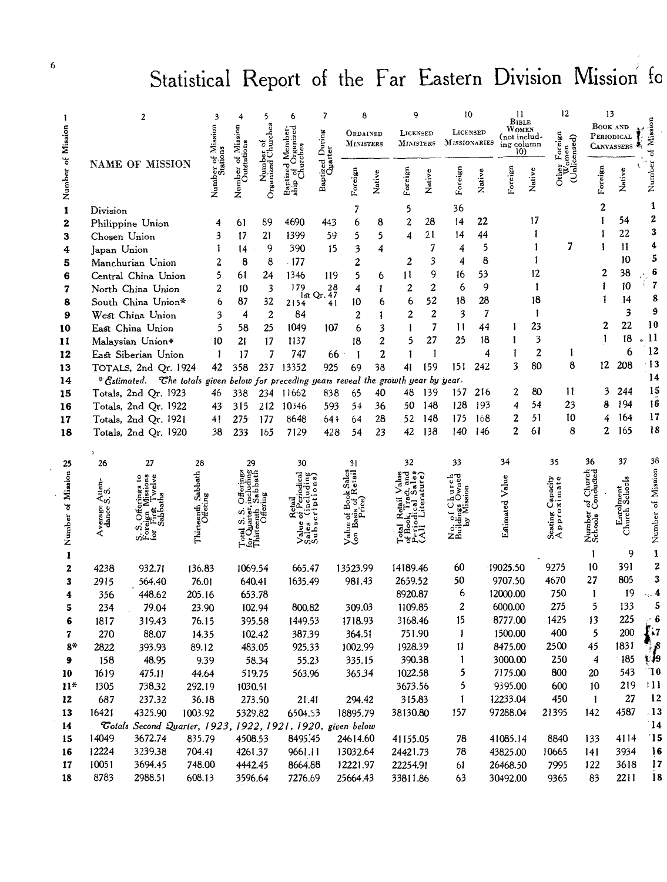# Statistical Report of the Far Eastern Division Mission fo

| 1 Number of Mission | 2 NAME OF MISSION | 3 Number of Mission Stations | 4 Number of Mission Outstations | 5 Number of Organized Churches | 6 Baptized Membership of Organized Churches | 7 Baptized During Quarter | 8 Ordained Ministers | | 9 Licensed Ministers | | 10 Licensed Missionaries | | 11 Bible Women (not including column 10) | | 12 Other Foreign Women (Unlicensed) | 13 Book and Periodical Canvassers | | Number of Mission |
|---|---|---|---|---|---|---|---|---|---|---|---|---|---|---|---|---|---|---|
| | | | | | | | Foreign | Native | Foreign | Native | Foreign | Native | Foreign | Native | | Foreign | Native | |
| 1 | Division | | | | | | 7 | | 5 | | 36 | | | | | 2 | | 1 |
| 2 | Philippine Union | 4 | 61 | 89 | 4690 | 443 | 6 | 8 | 2 | 28 | 14 | 22 | | 17 | | 1 | 54 | 2 |
| 3 | Chosen Union | 3 | 17 | 21 | 1399 | 59 | 5 | 5 | 4 | 21 | 14 | 44 | | 1 | | 1 | 22 | 3 |
| 4 | Japan Union | 1 | 14 | 9 | 390 | 15 | 3 | 4 | | 7 | 4 | 5 | | 1 | 7 | 1 | 11 | 4 |
| 5 | Manchurian Union | 2 | 8 | 8 | 177 | | 2 | | 2 | 3 | 4 | 8 | | 1 | | | 10 | 5 |
| 6 | Central China Union | 5 | 61 | 24 | 1346 | 119 | 5 | 6 | 11 | 9 | 16 | 53 | | 12 | | 2 | 38 | 6 |
| 7 | North China Union | 2 | 10 | 3 | 179 | 28 | 4 | 1 | 2 | 2 | 6 | 9 | | 1 | | 1 | 10 | 7 |
| 8 | South China Union* | 6 | 87 | 32 | 2154 | 1st Qr. 47 41 | 10 | 6 | 6 | 52 | 18 | 28 | | 18 | | 1 | 14 | 8 |
| 9 | West China Union | 3 | 4 | 2 | 84 | | 2 | 1 | 2 | 2 | 3 | 7 | | 1 | | | 3 | 9 |
| 10 | East China Union | 5 | 58 | 25 | 1049 | 107 | 6 | 3 | 1 | 7 | 11 | 44 | 1 | 23 | | 2 | 22 | 10 |
| 11 | Malaysian Union* | 10 | 21 | 17 | 1137 | | 18 | 2 | 5 | 27 | 25 | 18 | 1 | 3 | | 1 | 18 | 11 |
| 12 | East Siberian Union | 1 | 17 | 7 | 747 | 66 | 1 | 2 | 1 | 1 | | 4 | 1 | 2 | 1 | | 6 | 12 |
| 13 | TOTALS, 2nd Qr. 1924 | 42 | 358 | 237 | 13352 | 925 | 69 | 38 | 41 | 159 | 151 | 242 | 3 | 80 | 8 | 12 | 208 | 13 |
| 14 | *Estimated. *The totals given below for preceding years reveal the growth year by year.* | | | | | | | | | | | | | | | | | 14 |
| 15 | Totals, 2nd Qr. 1923 | 46 | 338 | 234 | 11662 | 838 | 65 | 40 | 48 | 139 | 157 | 216 | 2 | 80 | 11 | 3 | 244 | 15 |
| 16 | Totals, 2nd Qr. 1922 | 43 | 315 | 212 | 10346 | 593 | 54 | 36 | 50 | 148 | 128 | 193 | 4 | 54 | 23 | 8 | 194 | 16 |
| 17 | Totals, 2nd Qr. 1921 | 41 | 275 | 177 | 8648 | 644 | 64 | 28 | 52 | 148 | 175 | 168 | 2 | 51 | 10 | 4 | 164 | 17 |
| 18 | Totals, 2nd Qr. 1920 | 38 | 233 | 165 | 7129 | 428 | 54 | 23 | 42 | 138 | 140 | 146 | 2 | 61 | 8 | 2 | 165 | 18 |

| 25 Number of Mission | 26 Average Attendance S.S. | 27 S.S. Offerings to Foreign Missions for First Twelve Sabbaths | 28 Thirteenth Sabbath Offering | 29 Total S.S. Offerings for Quarter, including Thirteenth Sabbath Offering | 30 Retail Value of Periodical Sales (including Subscriptions) | 31 Value of Book Sales (on Basis of Retail Price) | 32 Total Retail Value of Book, Tract, and Periodical Sales (All Literature) | 33 No. of Church Buildings Owned by Mission | 34 Estimated Value | 35 Seating Capacity Approximate | 36 Number of Church Schools Conducted | 37 Enrolment Church Schools | 38 Number of Mission |
|---|---|---|---|---|---|---|---|---|---|---|---|---|---|
| 1 | | | | | | | | | | | 1 | 9 | 1 |
| 2 | 4238 | 932.71 | 136.83 | 1069.54 | 665.47 | 13523.99 | 14189.46 | 60 | 19025.50 | 9275 | 10 | 391 | 2 |
| 3 | 2915 | 564.40 | 76.01 | 640.41 | 1635.49 | 981.43 | 2659.52 | 50 | 9707.50 | 4670 | 27 | 805 | 3 |
| 4 | 356 | 448.62 | 205.16 | 653.78 | | | 8920.87 | 6 | 12000.00 | 750 | 1 | 19 | 4 |
| 5 | 234 | 79.04 | 23.90 | 102.94 | 800.82 | 309.03 | 1109.85 | 2 | 6000.00 | 275 | 5 | 133 | 5 |
| 6 | 1817 | 319.43 | 76.15 | 395.58 | 1449.53 | 1718.93 | 3168.46 | 15 | 8777.00 | 1425 | 13 | 225 | 6 |
| 7 | 270 | 88.07 | 14.35 | 102.42 | 387.39 | 364.51 | 751.90 | 1 | 1500.00 | 400 | 5 | 200 | 7 |
| 8* | 2822 | 393.93 | 89.12 | 483.05 | 925.33 | 1002.99 | 1928.39 | 11 | 8475.00 | 2500 | 45 | 1831 | 8 |
| 9 | 158 | 48.95 | 9.39 | 58.34 | 55.23 | 335.15 | 390.38 | 1 | 3000.00 | 250 | 4 | 185 | 9 |
| 10 | 1619 | 475.11 | 44.64 | 519.75 | 563.96 | 365.34 | 1022.58 | 5 | 7175.00 | 800 | 20 | 543 | 10 |
| 11* | 1305 | 738.32 | 292.19 | 1030.51 | | | 3673.56 | 5 | 9395.00 | 600 | 10 | 219 | 11 |
| 12 | 687 | 237.32 | 36.18 | 273.50 | 21.41 | 294.42 | 315.83 | 1 | 12233.04 | 450 | 1 | 27 | 12 |
| 13 | 16421 | 4325.90 | 1003.92 | 5329.82 | 6504.53 | 18895.79 | 38130.80 | 157 | 97288.04 | 21395 | 142 | 4587 | 13 |
| 14 | *Totals Second Quarter, 1923, 1922, 1921, 1920, given below* | | | | | | | | | | | | 14 |
| 15 | 14049 | 3672.74 | 835.79 | 4508.53 | 8495.45 | 24614.60 | 41155.05 | 78 | 41085.14 | 8840 | 133 | 4114 | 15 |
| 16 | 12224 | 3239.38 | 704.41 | 4261.37 | 9661.11 | 13032.64 | 24421.73 | 78 | 43825.00 | 10665 | 141 | 3934 | 16 |
| 17 | 10051 | 3694.45 | 748.00 | 4442.45 | 8664.88 | 12221.97 | 22254.91 | 61 | 26468.50 | 7995 | 122 | 3618 | 17 |
| 18 | 8783 | 2988.51 | 608.13 | 3596.64 | 7276.69 | 25664.43 | 33811.86 | 63 | 30492.00 | 9365 | 83 | 2211 | 18 |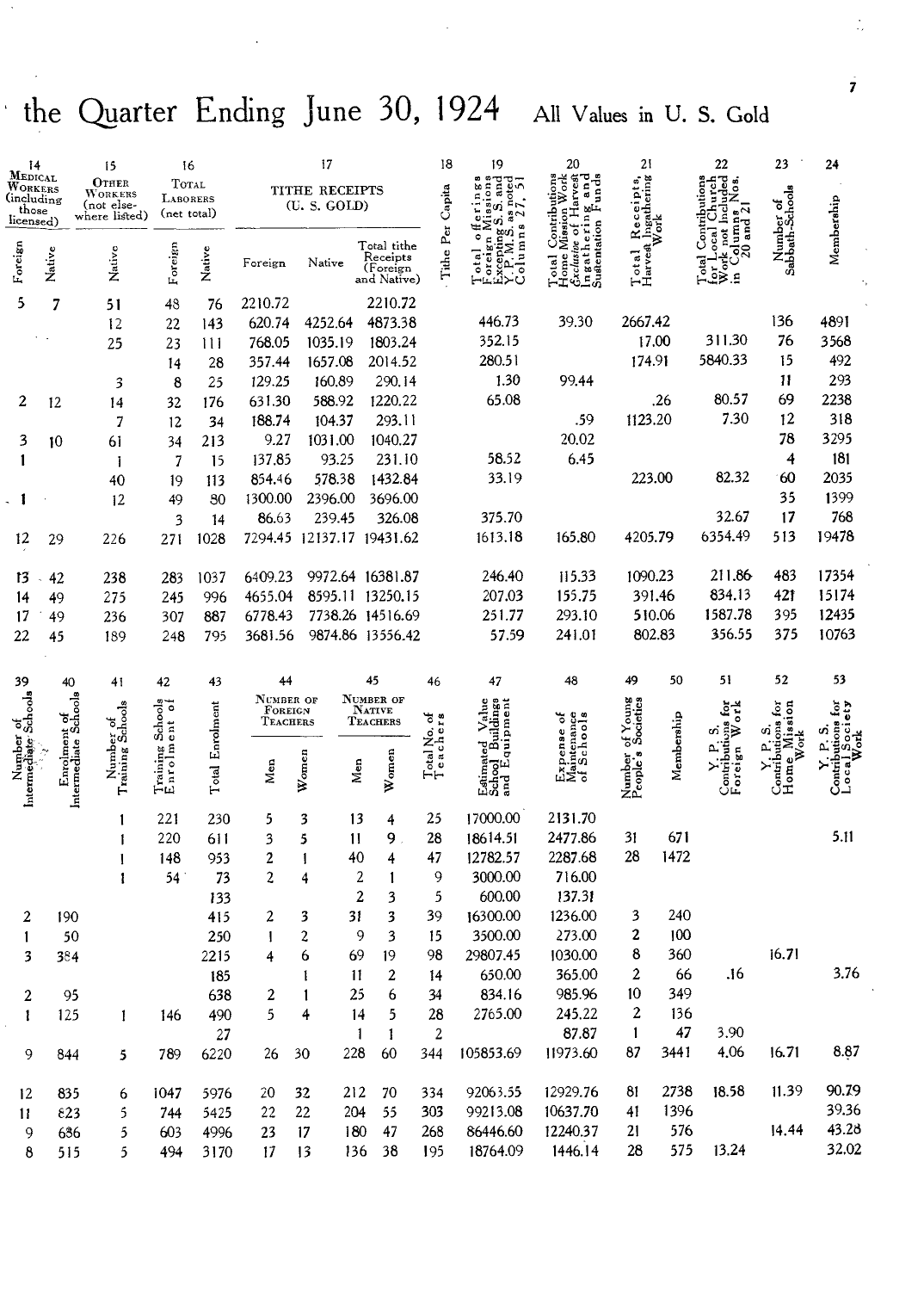# the Quarter Ending June 30, 1924 All Values in U. S. Gold

| 14 Medical Workers (including those licensed) | | 15 Other Workers (not elsewhere listed) | 16 Total Laborers (net total) | | 17 Tithe Receipts (U. S. Gold) | | | 18 | 19 | 20 | 21 | 22 | 23 | 24 |
|---|---|---|---|---|---|---|---|---|---|---|---|---|---|---|
| Foreign | Native | Native | Foreign | Native | Foreign | Native | Total tithe Receipts (Foreign and Native) | Tithe Per Capita | Total offerings Foreign Missions Excepting S. S. and Y. P. M. S. as noted Columns 27, 51 | Total Contributions Home Mission Work exclusive of Harvest Ingathering and Sustentation Funds | Total Receipts, Harvest Ingathering Work | Total Contributions for Local Church Work not Included in Columns Nos. 20 and 21 | Number of Sabbath-Schools | Membership |
| 5 | 7 | 51 | 48 | 76 | 2210.72 | | 2210.72 | | | | | | | |
| | | 12 | 22 | 143 | 620.74 | 4252.64 | 4873.38 | | 446.73 | 39.30 | 2667.42 | | 136 | 4891 |
| | | 25 | 23 | 111 | 768.05 | 1035.19 | 1803.24 | | 352.15 | | 17.00 | 311.30 | 76 | 3568 |
| | | | 14 | 28 | 357.44 | 1657.08 | 2014.52 | | 280.51 | | 174.91 | 5840.33 | 15 | 492 |
| | | 3 | 8 | 25 | 129.25 | 160.89 | 290.14 | | 1.30 | 99.44 | | | 11 | 293 |
| 2 | 12 | 14 | 32 | 176 | 631.30 | 588.92 | 1220.22 | | 65.08 | | .26 | 80.57 | 69 | 2238 |
| | | 7 | 12 | 34 | 188.74 | 104.37 | 293.11 | | | .59 | 1123.20 | 7.30 | 12 | 318 |
| 3 | 10 | 61 | 34 | 213 | 9.27 | 1031.00 | 1040.27 | | | 20.02 | | | 78 | 3295 |
| 1 | | 1 | 7 | 15 | 137.85 | 93.25 | 231.10 | | 58.52 | 6.45 | | | 4 | 181 |
| | | 40 | 19 | 113 | 854.46 | 578.38 | 1432.84 | | 33.19 | | 223.00 | 82.32 | 60 | 2035 |
| 1 | | 12 | 49 | 80 | 1300.00 | 2396.00 | 3696.00 | | | | | | 35 | 1399 |
| | | | 3 | 14 | 86.63 | 239.45 | 326.08 | | 375.70 | | | 32.67 | 17 | 768 |
| 12 | 29 | 226 | 271 | 1028 | 7294.45 | 12137.17 | 19431.62 | | 1613.18 | 165.80 | 4205.79 | 6354.49 | 513 | 19478 |
| 13 | 42 | 238 | 283 | 1037 | 6409.23 | 9972.64 | 16381.87 | | 246.40 | 115.33 | 1090.23 | 211.86 | 483 | 17354 |
| 14 | 49 | 275 | 245 | 996 | 4655.04 | 8595.11 | 13250.15 | | 207.03 | 155.75 | 391.46 | 834.13 | 421 | 15174 |
| 17 | 49 | 236 | 307 | 887 | 6778.43 | 7738.26 | 14516.69 | | 251.77 | 293.10 | 510.06 | 1587.78 | 395 | 12435 |
| 22 | 45 | 189 | 248 | 795 | 3681.56 | 9874.86 | 13556.42 | | 57.59 | 241.01 | 802.83 | 356.55 | 375 | 10763 |

| 39 | 40 | 41 | 42 | 43 | 44 Number of Foreign Teachers | | 45 Number of Native Teachers | | 46 | 47 | 48 | 49 | 50 | 51 | 52 | 53 |
|---|---|---|---|---|---|---|---|---|---|---|---|---|---|---|---|---|
| Number of Intermediate Schools | Enrolment of Intermediate Schools | Number of Training Schools | Training Schools Enrolment of | Total Enrolment | Men | Women | Men | Women | Total No. of Teachers | Estimated Value School Buildings and Equipment | Expense of Maintenance of Schools | Number of Young People's Societies | Membership | Y. P. S. Contributions for Foreign Work | Y. P. S. Contributions for Home Mission Work | Y. P. S. Contributions for Local Society Work |
| | | 1 | 221 | 230 | 5 | 3 | 13 | 4 | 25 | 17000.00 | 2131.70 | | | | | |
| | | 1 | 220 | 611 | 3 | 5 | 11 | 9 | 28 | 18614.51 | 2477.86 | 31 | 671 | | | 5.11 |
| | | 1 | 148 | 953 | 2 | 1 | 40 | 4 | 47 | 12782.57 | 2287.68 | 28 | 1472 | | | |
| | | 1 | 54 | 73 | 2 | 4 | 2 | 1 | 9 | 3000.00 | 716.00 | | | | | |
| | | | | 133 | | | 2 | 3 | 5 | 600.00 | 137.31 | | | | | |
| 2 | 190 | | | 415 | 2 | 3 | 31 | 3 | 39 | 16300.00 | 1236.00 | 3 | 240 | | | |
| 1 | 50 | | | 250 | 1 | 2 | 9 | 3 | 15 | 3500.00 | 273.00 | 2 | 100 | | | |
| 3 | 384 | | | 2215 | 4 | 6 | 69 | 19 | 98 | 29807.45 | 1030.00 | 8 | 360 | | 16.71 | |
| | | | | 185 | | 1 | 11 | 2 | 14 | 650.00 | 365.00 | 2 | 66 | .16 | | 3.76 |
| 2 | 95 | | | 638 | 2 | 1 | 25 | 6 | 34 | 834.16 | 985.96 | 10 | 349 | | | |
| 1 | 125 | 1 | 146 | 490 | 5 | 4 | 14 | 5 | 28 | 2765.00 | 245.22 | 2 | 136 | | | |
| | | | | 27 | | | 1 | 1 | 2 | | 87.87 | 1 | 47 | 3.90 | | |
| 9 | 844 | 5 | 789 | 6220 | 26 | 30 | 228 | 60 | 344 | 105853.69 | 11973.60 | 87 | 3441 | 4.06 | 16.71 | 8.87 |
| 12 | 835 | 6 | 1047 | 5976 | 20 | 32 | 212 | 70 | 334 | 92063.55 | 12929.76 | 81 | 2738 | 18.58 | 11.39 | 90.79 |
| 11 | 823 | 5 | 744 | 5425 | 22 | 22 | 204 | 55 | 303 | 99213.08 | 10637.70 | 41 | 1396 | | | 39.36 |
| 9 | 686 | 5 | 603 | 4996 | 23 | 17 | 180 | 47 | 268 | 86446.60 | 12240.37 | 21 | 576 | | 14.44 | 43.28 |
| 8 | 515 | 5 | 494 | 3170 | 17 | 13 | 136 | 38 | 195 | 18764.09 | 1446.14 | 28 | 575 | 13.24 | | 32.02 |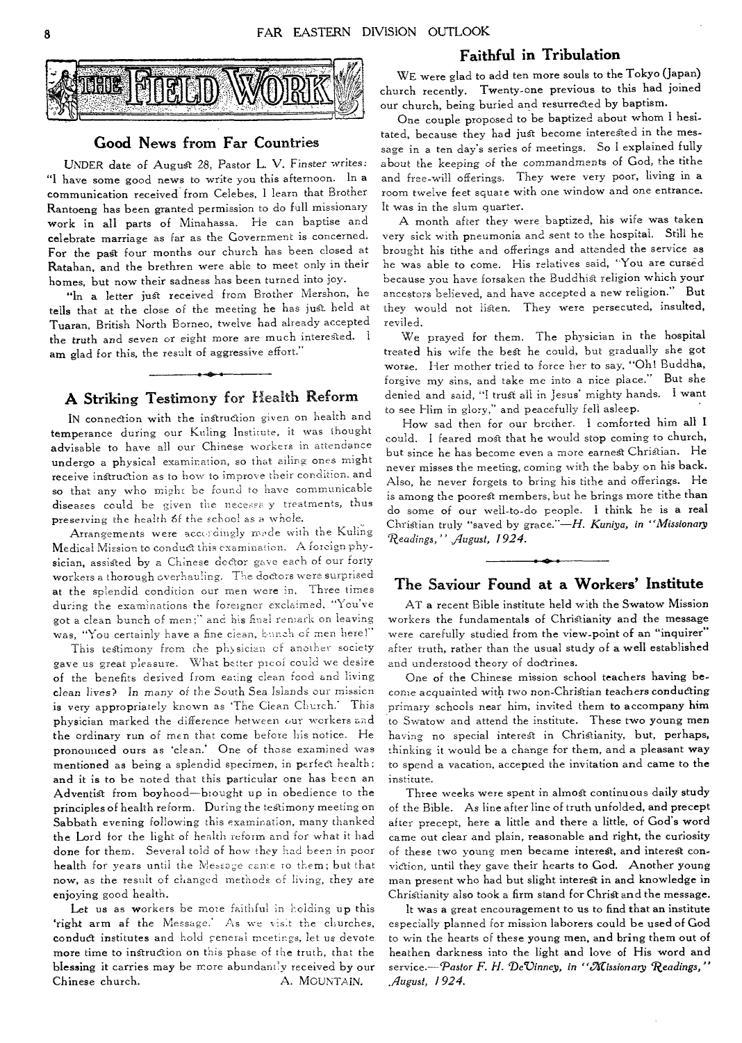# THE FIELD WORK

## Good News from Far Countries

UNDER date of August 28, Pastor L. V. Finster writes: "I have some good news to write you this afternoon. In a communication received from Celebes, I learn that Brother Rantoeng has been granted permission to do full missionary work in all parts of Minahassa. He can baptise and celebrate marriage as far as the Government is concerned. For the past four months our church has been closed at Ratahan, and the brethren were able to meet only in their homes, but now their sadness has been turned into joy.

"In a letter just received from Brother Mershon, he tells that at the close of the meeting he has just held at Tuaran, British North Borneo, twelve had already accepted the truth and seven or eight more are much interested. I am glad for this, the result of aggressive effort."

## A Striking Testimony for Health Reform

IN connection with the instruction given on health and temperance during our Kuling Institute, it was thought advisable to have all our Chinese workers in attendance undergo a physical examination, so that ailing ones might receive instruction as to how to improve their condition, and so that any who might be found to have communicable diseases could be given the necessary treatments, thus preserving the health of the school as a whole.

Arrangements were accordingly made with the Kuling Medical Mission to conduct this examination. A foreign physician, assisted by a Chinese doctor gave each of our forty workers a thorough overhauling. The doctors were surprised at the splendid condition our men were in. Three times during the examinations the foreigner exclaimed, "You've got a clean bunch of men;" and his final remark on leaving was, "You certainly have a fine clean, bunch of men here!"

This testimony from the physician of another society gave us great pleasure. What better proof could we desire of the benefits derived from eating clean food and living clean lives? In many of the South Sea Islands our mission is very appropriately known as 'The Clean Church.' This physician marked the difference between our workers and the ordinary run of men that come before his notice. He pronounced ours as 'clean.' One of those examined was mentioned as being a splendid specimen, in perfect health; and it is to be noted that this particular one has been an Adventist from boyhood—brought up in obedience to the principles of health reform. During the testimony meeting on Sabbath evening following this examination, many thanked the Lord for the light of health reform and for what it had done for them. Several told of how they had been in poor health for years until the Message came to them; but that now, as the result of changed methods of living, they are enjoying good health.

Let us as workers be more faithful in holding up this 'right arm af the Message.' As we visit the churches, conduct institutes and hold general meetings, let us devote more time to instruction on this phase of the truth, that the blessing it carries may be more abundantly received by our Chinese church.

A. MOUNTAIN.

## Faithful in Tribulation

WE were glad to add ten more souls to the Tokyo (Japan) church recently. Twenty-one previous to this had joined our church, being buried and resurrected by baptism.

One couple proposed to be baptized about whom I hesitated, because they had just become interested in the message in a ten day's series of meetings. So I explained fully about the keeping of the commandments of God, the tithe and free-will offerings. They were very poor, living in a room twelve feet square with one window and one entrance. It was in the slum quarter.

A month after they were baptized, his wife was taken very sick with pneumonia and sent to the hospital. Still he brought his tithe and offerings and attended the service as he was able to come. His relatives said, "You are cursed because you have forsaken the Buddhist religion which your ancestors believed, and have accepted a new religion." But they would not listen. They were persecuted, insulted, reviled.

We prayed for them. The physician in the hospital treated his wife the best he could, but gradually she got worse. Her mother tried to force her to say, "Oh! Buddha, forgive my sins, and take me into a nice place." But she denied and said, "I trust all in Jesus' mighty hands. I want to see Him in glory," and peacefully fell asleep.

How sad then for our brother. I comforted him all I could. I feared most that he would stop coming to church, but since he has become even a more earnest Christian. He never misses the meeting, coming with the baby on his back. Also, he never forgets to bring his tithe and offerings. He is among the poorest members, but he brings more tithe than do some of our well-to-do people. I think he is a real Christian truly "saved by grace."—*H. Kuniya, in "Missionary Readings," August, 1924.*

## The Saviour Found at a Workers' Institute

AT a recent Bible institute held with the Swatow Mission workers the fundamentals of Christianity and the message were carefully studied from the view-point of an "inquirer" after truth, rather than the usual study of a well established and understood theory of doctrines.

One of the Chinese mission school teachers having become acquainted with two non-Christian teachers conducting primary schools near him, invited them to accompany him to Swatow and attend the institute. These two young men having no special interest in Christianity, but, perhaps, thinking it would be a change for them, and a pleasant way to spend a vacation, accepted the invitation and came to the institute.

Three weeks were spent in almost continuous daily study of the Bible. As line after line of truth unfolded, and precept after precept, here a little and there a little, of God's word came out clear and plain, reasonable and right, the curiosity of these two young men became interest, and interest conviction, until they gave their hearts to God. Another young man present who had but slight interest in and knowledge in Christianity also took a firm stand for Christ and the message.

It was a great encouragement to us to find that an institute especially planned for mission laborers could be used of God to win the hearts of these young men, and bring them out of heathen darkness into the light and love of His word and service.—*Pastor F. H. DeVinney, in "Missionary Readings," August, 1924.*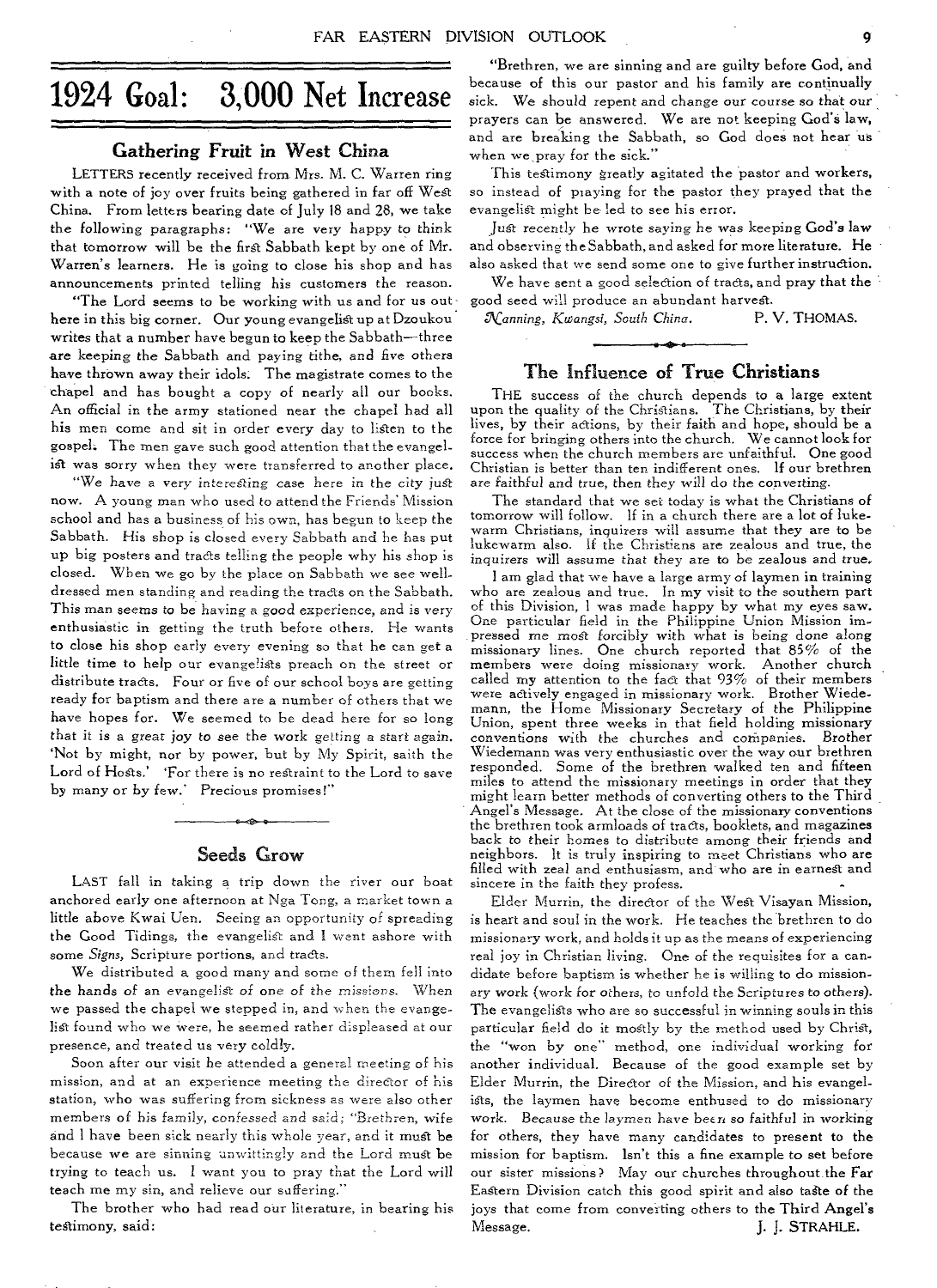# 1924 Goal: 3,000 Net Increase

## Gathering Fruit in West China

LETTERS recently received from Mrs. M. C. Warren ring with a note of joy over fruits being gathered in far off West China. From letters bearing date of July 18 and 28, we take the following paragraphs: "We are very happy to think that tomorrow will be the first Sabbath kept by one of Mr. Warren's learners. He is going to close his shop and has announcements printed telling his customers the reason.

"The Lord seems to be working with us and for us out here in this big corner. Our young evangelist up at Dzoukou writes that a number have begun to keep the Sabbath—three are keeping the Sabbath and paying tithe, and five others have thrown away their idols. The magistrate comes to the chapel and has bought a copy of nearly all our books. An official in the army stationed near the chapel had all his men come and sit in order every day to listen to the gospel. The men gave such good attention that the evangelist was sorry when they were transferred to another place.

"We have a very interesting case here in the city just now. A young man who used to attend the Friends' Mission school and has a business of his own, has begun to keep the Sabbath. His shop is closed every Sabbath and he has put up big posters and tracts telling the people why his shop is closed. When we go by the place on Sabbath we see well-dressed men standing and reading the tracts on the Sabbath. This man seems to be having a good experience, and is very enthusiastic in getting the truth before others. He wants to close his shop early every evening so that he can get a little time to help our evangelists preach on the street or distribute tracts. Four or five of our school boys are getting ready for baptism and there are a number of others that we have hopes for. We seemed to be dead here for so long that it is a great joy to see the work getting a start again. 'Not by might, nor by power, but by My Spirit, saith the Lord of Hosts.' 'For there is no restraint to the Lord to save by many or by few.' Precious promises!"

## Seeds Grow

LAST fall in taking a trip down the river our boat anchored early one afternoon at Nga Tong, a market town a little above Kwai Uen. Seeing an opportunity of spreading the Good Tidings, the evangelist and I went ashore with some *Signs*, Scripture portions, and tracts.

We distributed a good many and some of them fell into the hands of an evangelist of one of the missions. When we passed the chapel we stepped in, and when the evangelist found who we were, he seemed rather displeased at our presence, and treated us very coldly.

Soon after our visit he attended a general meeting of his mission, and at an experience meeting the director of his station, who was suffering from sickness as were also other members of his family, confessed and said; "Brethren, wife and I have been sick nearly this whole year, and it must be because we are sinning unwittingly and the Lord must be trying to teach us. I want you to pray that the Lord will teach me my sin, and relieve our suffering."

The brother who had read our literature, in bearing his testimony, said:

"Brethren, we are sinning and are guilty before God, and because of this our pastor and his family are continually sick. We should repent and change our course so that our prayers can be answered. We are not keeping God's law, and are breaking the Sabbath, so God does not hear us when we pray for the sick."

This testimony greatly agitated the pastor and workers, so instead of praying for the pastor they prayed that the evangelist might be led to see his error.

Just recently he wrote saying he was keeping God's law and observing the Sabbath, and asked for more literature. He also asked that we send some one to give further instruction.

We have sent a good selection of tracts, and pray that the good seed will produce an abundant harvest.

*Nanning, Kwangsi, South China.* P. V. THOMAS.

## The Influence of True Christians

THE success of the church depends to a large extent upon the quality of the Christians. The Christians, by their lives, by their actions, by their faith and hope, should be a force for bringing others into the church. We cannot look for success when the church members are unfaithful. One good Christian is better than ten indifferent ones. If our brethren are faithful and true, then they will do the converting.

The standard that we set today is what the Christians of tomorrow will follow. If in a church there are a lot of lukewarm Christians, inquirers will assume that they are to be lukewarm also. If the Christians are zealous and true, the inquirers will assume that they are to be zealous and true.

I am glad that we have a large army of laymen in training who are zealous and true. In my visit to the southern part of this Division, I was made happy by what my eyes saw. One particular field in the Philippine Union Mission impressed me most forcibly with what is being done along missionary lines. One church reported that 85% of the members were doing missionary work. Another church called my attention to the fact that 93% of their members were actively engaged in missionary work. Brother Wiedemann, the Home Missionary Secretary of the Philippine Union, spent three weeks in that field holding missionary conventions with the churches and companies. Brother Wiedemann was very enthusiastic over the way our brethren responded. Some of the brethren walked ten and fifteen miles to attend the missionary meetings in order that they might learn better methods of converting others to the Third Angel's Message. At the close of the missionary conventions the brethren took armloads of tracts, booklets, and magazines back to their homes to distribute among their friends and neighbors. It is truly inspiring to meet Christians who are filled with zeal and enthusiasm, and who are in earnest and sincere in the faith they profess.

Elder Murrin, the director of the West Visayan Mission, is heart and soul in the work. He teaches the brethren to do missionary work, and holds it up as the means of experiencing real joy in Christian living. One of the requisites for a candidate before baptism is whether he is willing to do missionary work (work for others, to unfold the Scriptures to others). The evangelists who are so successful in winning souls in this particular field do it mostly by the method used by Christ, the "won by one" method, one individual working for another individual. Because of the good example set by Elder Murrin, the Director of the Mission, and his evangelists, the laymen have become enthused to do missionary work. Because the laymen have been so faithful in working for others, they have many candidates to present to the mission for baptism. Isn't this a fine example to set before our sister missions? May our churches throughout the Far Eastern Division catch this good spirit and also taste of the joys that come from converting others to the Third Angel's Message. J. J. STRAHLE.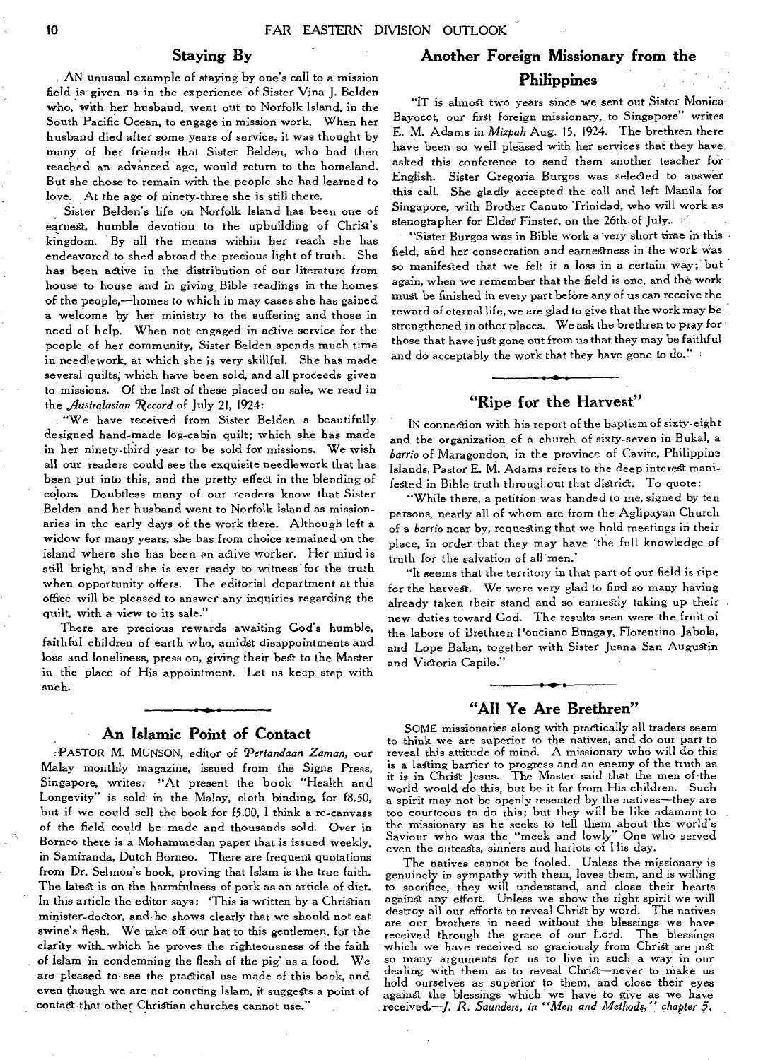## Staying By

AN unusual example of staying by one's call to a mission field is given us in the experience of Sister Vina J. Belden who, with her husband, went out to Norfolk Island, in the South Pacific Ocean, to engage in mission work. When her husband died after some years of service, it was thought by many of her friends that Sister Belden, who had then reached an advanced age, would return to the homeland. But she chose to remain with the people she had learned to love. At the age of ninety-three she is still there.

Sister Belden's life on Norfolk Island has been one of earnest, humble devotion to the upbuilding of Christ's kingdom. By all the means within her reach she has endeavored to shed abroad the precious light of truth. She has been active in the distribution of our literature from house to house and in giving Bible readings in the homes of the people,—homes to which in may cases she has gained a welcome by her ministry to the suffering and those in need of help. When not engaged in active service for the people of her community, Sister Belden spends much time in needlework, at which she is very skillful. She has made several quilts, which have been sold, and all proceeds given to missions. Of the last of these placed on sale, we read in the *Australasian Record* of July 21, 1924:

"We have received from Sister Belden a beautifully designed hand-made log-cabin quilt; which she has made in her ninety-third year to be sold for missions. We wish all our readers could see the exquisite needlework that has been put into this, and the pretty effect in the blending of colors. Doubtless many of our readers know that Sister Belden and her husband went to Norfolk Island as missionaries in the early days of the work there. Although left a widow for many years, she has from choice remained on the island where she has been an active worker. Her mind is still bright, and she is ever ready to witness for the truth when opportunity offers. The editorial department at this office will be pleased to answer any inquiries regarding the quilt, with a view to its sale."

There are precious rewards awaiting God's humble, faithful children of earth who, amidst disappointments and loss and loneliness, press on, giving their best to the Master in the place of His appointment. Let us keep step with such.

## An Islamic Point of Contact

PASTOR M. MUNSON, editor of *Pertandaan Zaman*, our Malay monthly magazine, issued from the Signs Press, Singapore, writes: "At present the book "Health and Longevity" is sold in the Malay, cloth binding, for f8.50, but if we could sell the book for f5.00, I think a re-canvass of the field could be made and thousands sold. Over in Borneo there is a Mohammedan paper that is issued weekly, in Samiranda, Dutch Borneo. There are frequent quotations from Dr. Selmon's book, proving that Islam is the true faith. The latest is on the harmfulness of pork as an article of diet. In this article the editor says: 'This is written by a Christian minister-doctor, and he shows clearly that we should not eat swine's flesh. We take off our hat to this gentlemen, for the clarity with which he proves the righteousness of the faith of Islam in condemning the flesh of the pig' as a food. We are pleased to see the practical use made of this book, and even though we are not courting Islam, it suggests a point of contact that other Christian churches cannot use."

## Another Foreign Missionary from the Philippines

"IT is almost two years since we sent out Sister Monica Bayocot, our first foreign missionary, to Singapore" writes E. M. Adams in *Mizpah* Aug. 15, 1924. The brethren there have been so well pleased with her services that they have asked this conference to send them another teacher for English. Sister Gregoria Burgos was selected to answer this call. She gladly accepted the call and left Manila for Singapore, with Brother Canuto Trinidad, who will work as stenographer for Elder Finster, on the 26th of July.

"Sister Burgos was in Bible work a very short time in this field, and her consecration and earnestness in the work was so manifested that we felt it a loss in a certain way; but again, when we remember that the field is one, and the work must be finished in every part before any of us can receive the reward of eternal life, we are glad to give that the work may be strengthened in other places. We ask the brethren to pray for those that have just gone out from us that they may be faithful and do acceptably the work that they have gone to do."

## "Ripe for the Harvest"

IN connection with his report of the baptism of sixty-eight and the organization of a church of sixty-seven in Bukal, a *barrio* of Maragondon, in the province of Cavite, Philippine Islands, Pastor E. M. Adams refers to the deep interest manifested in Bible truth throughout that district. To quote:

"While there, a petition was handed to me, signed by ten persons, nearly all of whom are from the Aglipayan Church of a *barrio* near by, requesting that we hold meetings in their place, in order that they may have 'the full knowledge of truth for the salvation of all men.'

"It seems that the territory in that part of our field is ripe for the harvest. We were very glad to find so many having already taken their stand and so earnestly taking up their new duties toward God. The results seen were the fruit of the labors of Brethren Ponciano Bungay, Florentino Jabola, and Lope Balan, together with Sister Juana San Augustin and Victoria Capile."

## "All Ye Are Brethren"

SOME missionaries along with practically all traders seem to think we are superior to the natives, and do our part to reveal this attitude of mind. A missionary who will do this is a lasting barrier to progress and an enemy of the truth as it is in Christ Jesus. The Master said that the men of the world would do this, but be it far from His children. Such a spirit may not be openly resented by the natives—they are too courteous to do this; but they will be like adamant to the missionary as he seeks to tell them about the world's Saviour who was the "meek and lowly" One who served even the outcasts, sinners and harlots of His day.

The natives cannot be fooled. Unless the missionary is genuinely in sympathy with them, loves them, and is willing to sacrifice, they will understand, and close their hearts against any effort. Unless we show the right spirit we will destroy all our efforts to reveal Christ by word. The natives are our brothers in need without the blessings we have received through the grace of our Lord. The blessings which we have received so graciously from Christ are just so many arguments for us to live in such a way in our dealing with them as to reveal Christ—never to make us hold ourselves as superior to them, and close their eyes against the blessings which we have to give as we have received.—*J. R. Saunders, in "Men and Methods," chapter 5.*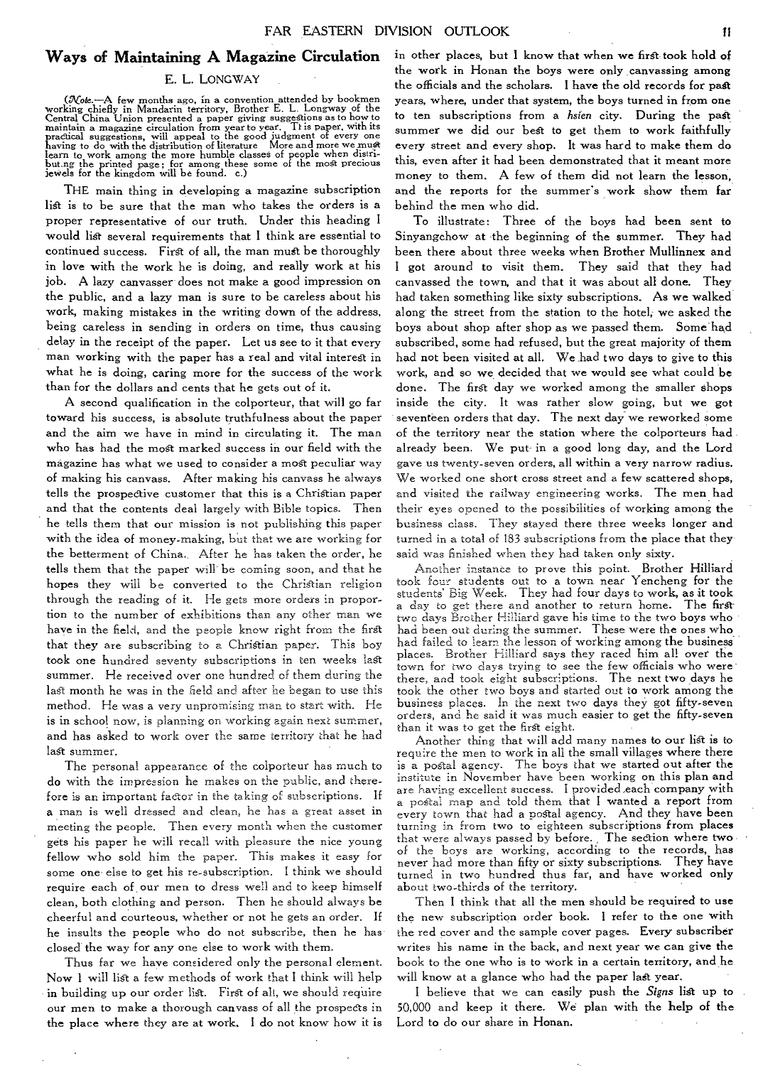## Ways of Maintaining A Magazine Circulation

E. L. LONGWAY

(*Note.*—A few months ago, in a convention attended by bookmen working chiefly in Mandarin territory, Brother E. L. Longway of the Central China Union presented a paper giving suggestions as to how to maintain a magazine circulation from year to year. This paper, with its practical suggestions, will appeal to the good judgment of every one having to do with the distribution of literature. More and more we must learn to work among the more humble classes of people when distributing the printed page; for among these some of the most precious jewels for the kingdom will be found. C.)

THE main thing in developing a magazine subscription list is to be sure that the man who takes the orders is a proper representative of our truth. Under this heading I would list several requirements that I think are essential to continued success. First of all, the man must be thoroughly in love with the work he is doing, and really work at his job. A lazy canvasser does not make a good impression on the public, and a lazy man is sure to be careless about his work, making mistakes in the writing down of the address, being careless in sending in orders on time, thus causing delay in the receipt of the paper. Let us see to it that every man working with the paper has a real and vital interest in what he is doing, caring more for the success of the work than for the dollars and cents that he gets out of it.

A second qualification in the colporteur, that will go far toward his success, is absolute truthfulness about the paper and the aim we have in mind in circulating it. The man who has had the most marked success in our field with the magazine has what we used to consider a most peculiar way of making his canvass. After making his canvass he always tells the prospective customer that this is a Christian paper and that the contents deal largely with Bible topics. Then he tells them that our mission is not publishing this paper with the idea of money-making, but that we are working for the betterment of China. After he has taken the order, he tells them that the paper will be coming soon, and that he hopes they will be converted to the Christian religion through the reading of it. He gets more orders in proportion to the number of exhibitions than any other man we have in the field, and the people know right from the first that they are subscribing to a Christian paper. This boy took one hundred seventy subscriptions in ten weeks last summer. He received over one hundred of them during the last month he was in the field and after he began to use this method. He was a very unpromising man to start with. He is in school now, is planning on working again next summer, and has asked to work over the same territory that he had last summer.

The personal appearance of the colporteur has much to do with the impression he makes on the public, and therefore is an important factor in the taking of subscriptions. If a man is well dressed and clean, he has a great asset in meeting the people. Then every month when the customer gets his paper he will recall with pleasure the nice young fellow who sold him the paper. This makes it easy for some one else to get his re-subscription. I think we should require each of our men to dress well and to keep himself clean, both clothing and person. Then he should always be cheerful and courteous, whether or not he gets an order. If he insults the people who do not subscribe, then he has closed the way for any one else to work with them.

Thus far we have considered only the personal element. Now I will list a few methods of work that I think will help in building up our order list. First of all, we should require our men to make a thorough canvass of all the prospects in the place where they are at work. I do not know how it is in other places, but I know that when we first took hold of the work in Honan the boys were only canvassing among the officials and the scholars. I have the old records for past years, where, under that system, the boys turned in from one to ten subscriptions from a *hsien* city. During the past summer we did our best to get them to work faithfully every street and every shop. It was hard to make them do this, even after it had been demonstrated that it meant more money to them. A few of them did not learn the lesson, and the reports for the summer's work show them far behind the men who did.

To illustrate: Three of the boys had been sent to Sinyangchow at the beginning of the summer. They had been there about three weeks when Brother Mullinnex and I got around to visit them. They said that they had canvassed the town, and that it was about all done. They had taken something like sixty subscriptions. As we walked along the street from the station to the hotel, we asked the boys about shop after shop as we passed them. Some had subscribed, some had refused, but the great majority of them had not been visited at all. We had two days to give to this work, and so we decided that we would see what could be done. The first day we worked among the smaller shops inside the city. It was rather slow going, but we got seventeen orders that day. The next day we reworked some of the territory near the station where the colporteurs had already been. We put in a good long day, and the Lord gave us twenty-seven orders, all within a very narrow radius. We worked one short cross street and a few scattered shops, and visited the railway engineering works. The men had their eyes opened to the possibilities of working among the business class. They stayed there three weeks longer and turned in a total of 183 subscriptions from the place that they said was finished when they had taken only sixty.

Another instance to prove this point. Brother Hilliard took four students out to a town near Yencheng for the students' Big Week. They had four days to work, as it took a day to get there and another to return home. The first two days Brother Hilliard gave his time to the two boys who had been out during the summer. These were the ones who had failed to learn the lesson of working among the business places. Brother Hilliard says they raced him all over the town for two days trying to see the few officials who were there, and took eight subscriptions. The next two days he took the other two boys and started out to work among the business places. In the next two days they got fifty-seven orders, and he said it was much easier to get the fifty-seven than it was to get the first eight.

Another thing that will add many names to our list is to require the men to work in all the small villages where there is a postal agency. The boys that we started out after the institute in November have been working on this plan and are having excellent success. I provided each company with a postal map and told them that I wanted a report from every town that had a postal agency. And they have been turning in from two to eighteen subscriptions from places that were always passed by before. The section where two of the boys are working, according to the records, has never had more than fifty or sixty subscriptions. They have turned in two hundred thus far, and have worked only about two-thirds of the territory.

Then I think that all the men should be required to use the new subscription order book. I refer to the one with the red cover and the sample cover pages. Every subscriber writes his name in the back, and next year we can give the book to the one who is to work in a certain territory, and he will know at a glance who had the paper last year.

I believe that we can easily push the *Signs* list up to 50,000 and keep it there. We plan with the help of the Lord to do our share in Honan.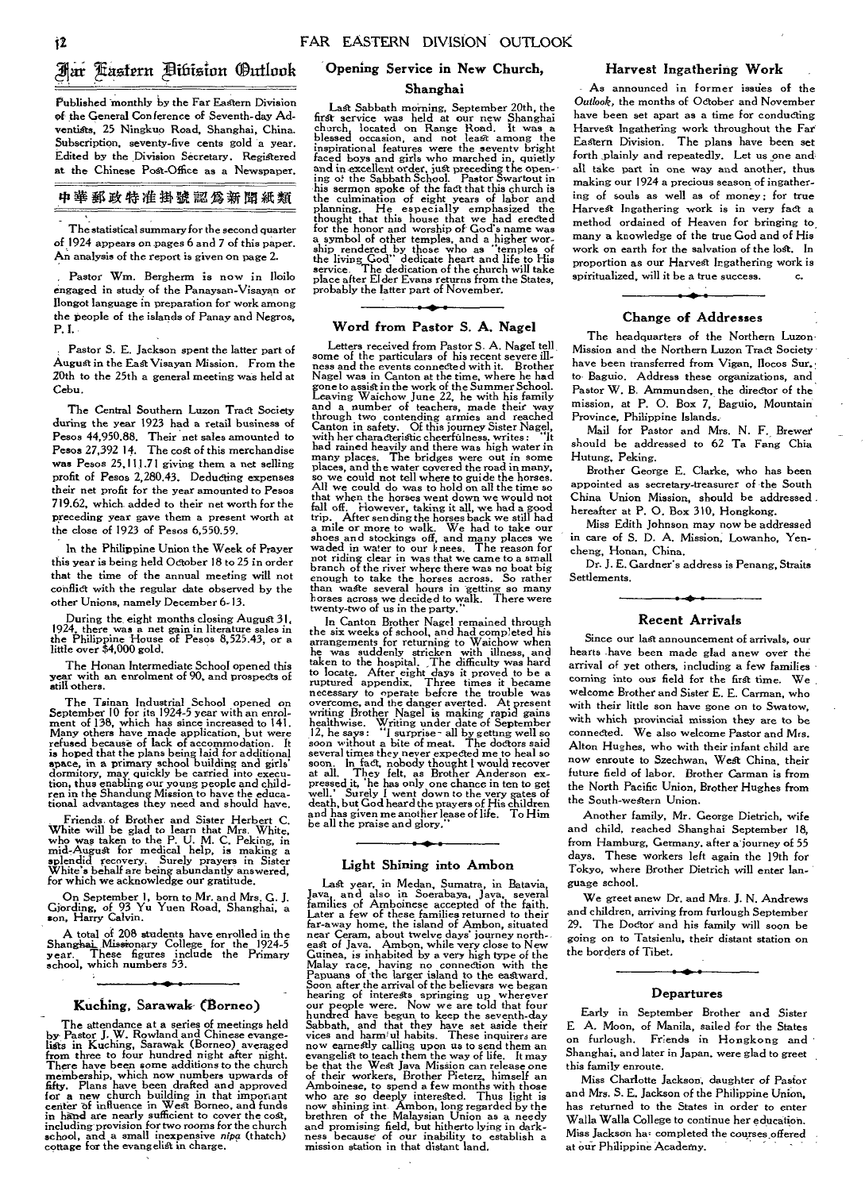# Far Eastern Division Outlook

Published monthly by the Far Eastern Division of the General Conference of Seventh-day Adventists, 25 Ningkuo Road, Shanghai, China. Subscription, seventy-five cents gold a year. Edited by the Division Secretary. Registered at the Chinese Post-Office as a Newspaper.

中華郵政特准掛號認爲新聞紙類

The statistical summary for the second quarter of 1924 appears on pages 6 and 7 of this paper. An analysis of the report is given on page 2.

Pastor Wm. Bergherm is now in Iloilo engaged in study of the Panaysan-Visayan or Ilongot language in preparation for work among the people of the islands of Panay and Negros, P. I.

Pastor S. E. Jackson spent the latter part of August in the East Visayan Mission. From the 20th to the 25th a general meeting was held at Cebu.

The Central Southern Luzon Tract Society during the year 1923 had a retail business of Pesos 44,950.88. Their net sales amounted to Pesos 27,392.14. The cost of this merchandise was Pesos 25,111.71 giving them a net selling profit of Pesos 2,280.43. Deducting expenses their net profit for the year amounted to Pesos 719.62, which added to their net worth for the preceding year gave them a present worth at the close of 1923 of Pesos 6,550.59.

In the Philippine Union the Week of Prayer this year is being held October 18 to 25 in order that the time of the annual meeting will not conflict with the regular date observed by the other Unions, namely December 6-13.

During the eight months closing August 31, 1924, there was a net gain in literature sales in the Philippine House of Pesos 8,525.43, or a little over $4,000 gold.

The Honan Intermediate School opened this year with an enrolment of 90, and prospects of still others.

The Tsinan Industrial School opened on September 10 for its 1924-5 year with an enrolment of 138, which has since increased to 141. Many others have made application, but were refused because of lack of accommodation. It is hoped that the plans being laid for additional space, in a primary school building and girls' dormitory, may quickly be carried into execution, thus enabling our young people and children in the Shandung Mission to have the educational advantages they need and should have.

Friends of Brother and Sister Herbert C. White will be glad to learn that Mrs. White, who was taken to the P. U. M. C. Peking, in mid-August for medical help, is making a splendid recovery. Surely prayers in Sister White's behalf are being abundantly answered, for which we acknowledge our gratitude.

On September 1, born to Mr. and Mrs. G. J. Gjording, of 93 Yu Yuen Road, Shanghai, a son, Harry Calvin.

A total of 208 students have enrolled in the Shanghai Missionary College for the 1924-5 year. These figures include the Primary school, which numbers 53.

## Kuching, Sarawak (Borneo)

The attendance at a series of meetings held by Pastor J. W. Rowland and Chinese evangelists in Kuching, Sarawak (Borneo) averaged from three to four hundred night after night. There have been some additions to the church membership, which now numbers upwards of fifty. Plans have been drafted and approved for a new church building in that important center of influence in West Borneo, and funds in hand are nearly sufficient to cover the cost, including provision for two rooms for the church school, and a small inexpensive *nipa* (thatch) cottage for the evangelist in charge.

## Opening Service in New Church, Shanghai

Last Sabbath morning, September 20th, the first service was held at our new Shanghai church, located on Range Road. It was a blessed occasion, and not least among the inspirational features were the seventy bright faced boys and girls who marched in, quietly and in excellent order, just preceding the opening of the Sabbath School. Pastor Swartout in his sermon spoke of the fact that this church is the culmination of eight years of labor and planning. He especially emphasized the thought that this house that we had erected for the honor and worship of God's name was a symbol of other temples, and a higher worship rendered by those who as "temples of the living God" dedicate heart and life to His service. The dedication of the church will take place after Elder Evans returns from the States, probably the latter part of November.

## Word from Pastor S. A. Nagel

Letters received from Pastor S. A. Nagel tell some of the particulars of his recent severe illness and the events connected with it. Brother Nagel was in Canton at the time, where he had gone to assist in the work of the Summer School. Leaving Waichow June 22, he with his family and a number of teachers, made their way through two contending armies and reached Canton in safety. Of this journey Sister Nagel, with her characteristic cheerfulness, writes: "It had rained heavily and there was high water in many places. The bridges were out in some places, and the water covered the road in many, so we could not tell where to guide the horses. All we could do was to hold on all the time so that when the horses went down we would not fall off. However, taking it all, we had a good trip. After sending the horses back we still had a mile or more to walk. We had to take our shoes and stockings off, and many places we waded in water to our knees. The reason for not riding clear in was that we came to a small branch of the river where there was no boat big enough to take the horses across. So rather than waste several hours in getting so many horses across we decided to walk. There were twenty-two of us in the party."

In Canton Brother Nagel remained through the six weeks of school, and had completed his arrangements for returning to Waichow when he was suddenly stricken with illness, and taken to the hospital. The difficulty was hard to locate. After eight days it proved to be a ruptured appendix. Three times it became necessary to operate before the trouble was overcome, and the danger averted. At present writing Brother Nagel is making rapid gains healthwise. Writing under date of September 12, he says: "I surprise all by getting well so soon without a bite of meat. The doctors said several times they never expected me to heal so soon. In fact, nobody thought I would recover at all. They felt, as Brother Anderson expressed it, 'he has only one chance in ten to get well.' Surely I went down to the very gates of death, but God heard the prayers of His children and has given me another lease of life. To Him be all the praise and glory."

## Light Shining into Ambon

Last year, in Medan, Sumatra, in Batavia, Java, and also in Soerabaya, Java, several families of Amboinese accepted of the faith. Later a few of these families returned to their far-away home, the island of Ambon, situated near Ceram, about twelve days' journey northeast of Java. Ambon, while very close to New Guinea, is inhabited by a very high type of the Malay race, having no connection with the Papuans of the larger island to the eastward. Soon after the arrival of the believers we began hearing of interests springing up wherever our people were. Now we are told that four hundred have begun to keep the seventh-day Sabbath, and that they have set aside their vices and harmful habits. These inquirers are now earnestly calling upon us to send them an evangelist to teach them the way of life. It may be that the West Java Mission can release one of their workers, Brother Pieterz, himself an Amboinese, to spend a few months with those who are so deeply interested. Thus light is now shining into Ambon, long regarded by the brethren of the Malaysian Union as a needy and promising field, but hitherto lying in darkness because of our inability to establish a mission station in that distant land.

## Harvest Ingathering Work

As announced in former issues of the *Outlook*, the months of October and November have been set apart as a time for conducting Harvest Ingathering work throughout the Far Eastern Division. The plans have been set forth plainly and repeatedly. Let us one and all take part in one way and another, thus making our 1924 a precious season of ingathering of souls as well as of money; for true Harvest Ingathering work is in very fact a method ordained of Heaven for bringing to many a knowledge of the true God and of His work on earth for the salvation of the lost. In proportion as our Harvest Ingathering work is spiritualized, will it be a true success. c.

## Change of Addresses

The headquarters of the Northern Luzon Mission and the Northern Luzon Tract Society have been transferred from Vigan, Ilocos Sur, to Baguio. Address these organizations, and Pastor W. B. Ammundsen, the director of the mission, at P. O. Box 7, Baguio, Mountain Province, Philippine Islands.

Mail for Pastor and Mrs. N. F. Brewer should be addressed to 62 Ta Fang Chia Hutung, Peking.

Brother George E. Clarke, who has been appointed as secretary-treasurer of the South China Union Mission, should be addressed hereafter at P. O. Box 310, Hongkong.

Miss Edith Johnson may now be addressed in care of S. D. A. Mission, Lowanho, Yencheng, Honan, China.

Dr. J. E. Gardner's address is Penang, Straits Settlements.

## Recent Arrivals

Since our last announcement of arrivals, our hearts have been made glad anew over the arrival of yet others, including a few families coming into our field for the first time. We welcome Brother and Sister E. E. Carman, who with their little son have gone on to Swatow, with which provincial mission they are to be connected. We also welcome Pastor and Mrs. Alton Hughes, who with their infant child are now enroute to Szechwan, West China, their future field of labor. Brother Carman is from the North Pacific Union, Brother Hughes from the South-western Union.

Another family, Mr. George Dietrich, wife and child, reached Shanghai September 18, from Hamburg, Germany, after a journey of 55 days. These workers left again the 19th for Tokyo, where Brother Dietrich will enter language school.

We greet anew Dr. and Mrs. J. N. Andrews and children, arriving from furlough September 29. The Doctor and his family will soon be going on to Tatsienlu, their distant station on the borders of Tibet.

## Departures

Early in September Brother and Sister E. A. Moon, of Manila, sailed for the States on furlough. Friends in Hongkong and Shanghai, and later in Japan, were glad to greet this family enroute.

Miss Charlotte Jackson, daughter of Pastor and Mrs. S. E. Jackson of the Philippine Union, has returned to the States in order to enter Walla Walla College to continue her education. Miss Jackson has completed the courses offered at our Philippine Academy.